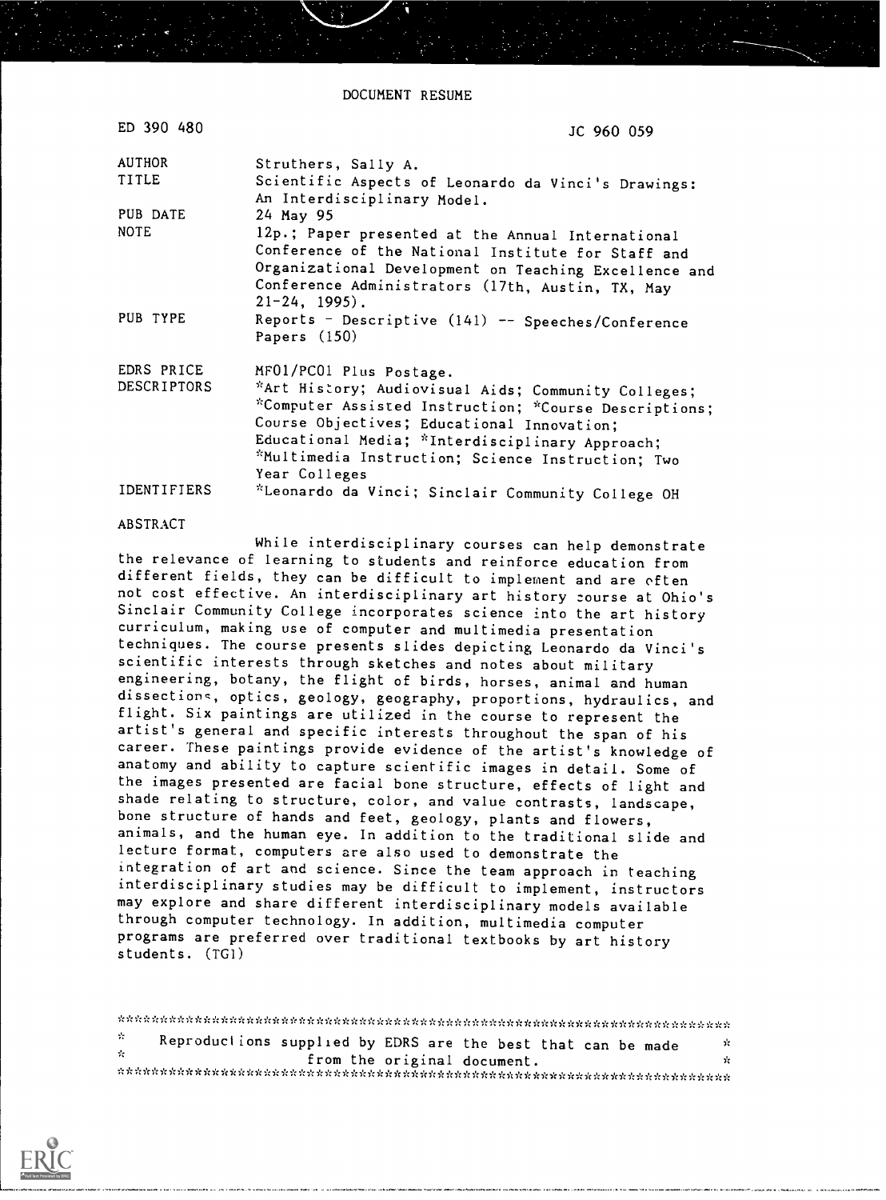# DOCUMENT RESUME

| | |
|---|---|
| ED 390 480 | JC 960 059 |
| AUTHOR | Struthers, Sally A. |
| TITLE | Scientific Aspects of Leonardo da Vinci's Drawings: An Interdisciplinary Model. |
| PUB DATE | 24 May 95 |
| NOTE | 12p.; Paper presented at the Annual International Conference of the National Institute for Staff and Organizational Development on Teaching Excellence and Conference Administrators (17th, Austin, TX, May 21-24, 1995). |
| PUB TYPE | Reports - Descriptive (141) -- Speeches/Conference Papers (150) |
| EDRS PRICE | MF01/PC01 Plus Postage. |
| DESCRIPTORS | *Art History; Audiovisual Aids; Community Colleges; *Computer Assisted Instruction; *Course Descriptions; Course Objectives; Educational Innovation; Educational Media; *Interdisciplinary Approach; *Multimedia Instruction; Science Instruction; Two Year Colleges |
| IDENTIFIERS | *Leonardo da Vinci; Sinclair Community College OH |

## ABSTRACT

While interdisciplinary courses can help demonstrate the relevance of learning to students and reinforce education from different fields, they can be difficult to implement and are often not cost effective. An interdisciplinary art history course at Ohio's Sinclair Community College incorporates science into the art history curriculum, making use of computer and multimedia presentation techniques. The course presents slides depicting Leonardo da Vinci's scientific interests through sketches and notes about military engineering, botany, the flight of birds, horses, animal and human dissections, optics, geology, geography, proportions, hydraulics, and flight. Six paintings are utilized in the course to represent the artist's general and specific interests throughout the span of his career. These paintings provide evidence of the artist's knowledge of anatomy and ability to capture scientific images in detail. Some of the images presented are facial bone structure, effects of light and shade relating to structure, color, and value contrasts, landscape, bone structure of hands and feet, geology, plants and flowers, animals, and the human eye. In addition to the traditional slide and lecture format, computers are also used to demonstrate the integration of art and science. Since the team approach in teaching interdisciplinary studies may be difficult to implement, instructors may explore and share different interdisciplinary models available through computer technology. In addition, multimedia computer programs are preferred over traditional textbooks by art history students. (TGI)

---

Reproductions supplied by EDRS are the best that can be made from the original document.

---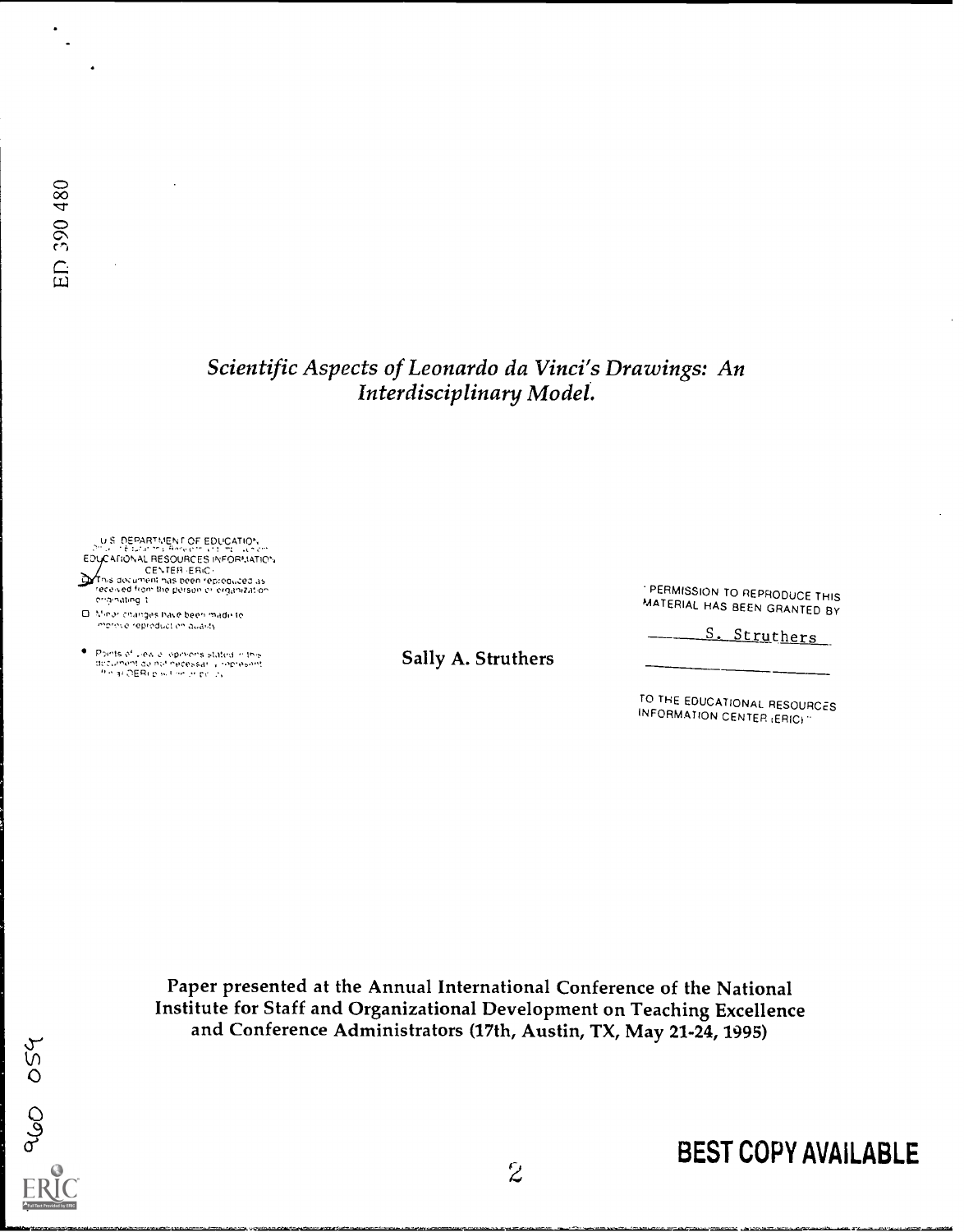ED 390 480

*Scientific Aspects of Leonardo da Vinci's Drawings: An Interdisciplinary Model.*

U.S. DEPARTMENT OF EDUCATION
EDUCATIONAL RESOURCES INFORMATION CENTER (ERIC)

- This document has been reproduced as received from the person or organization originating it.
- Minor changes have been made to improve reproduction quality.
- Points of view or opinions stated in this document do not necessarily represent official OERI position or policy.

Sally A. Struthers

"PERMISSION TO REPRODUCE THIS MATERIAL HAS BEEN GRANTED BY

S. Struthers

TO THE EDUCATIONAL RESOURCES INFORMATION CENTER (ERIC)."

Paper presented at the Annual International Conference of the National Institute for Staff and Organizational Development on Teaching Excellence and Conference Administrators (17th, Austin, TX, May 21-24, 1995)

BEST COPY AVAILABLE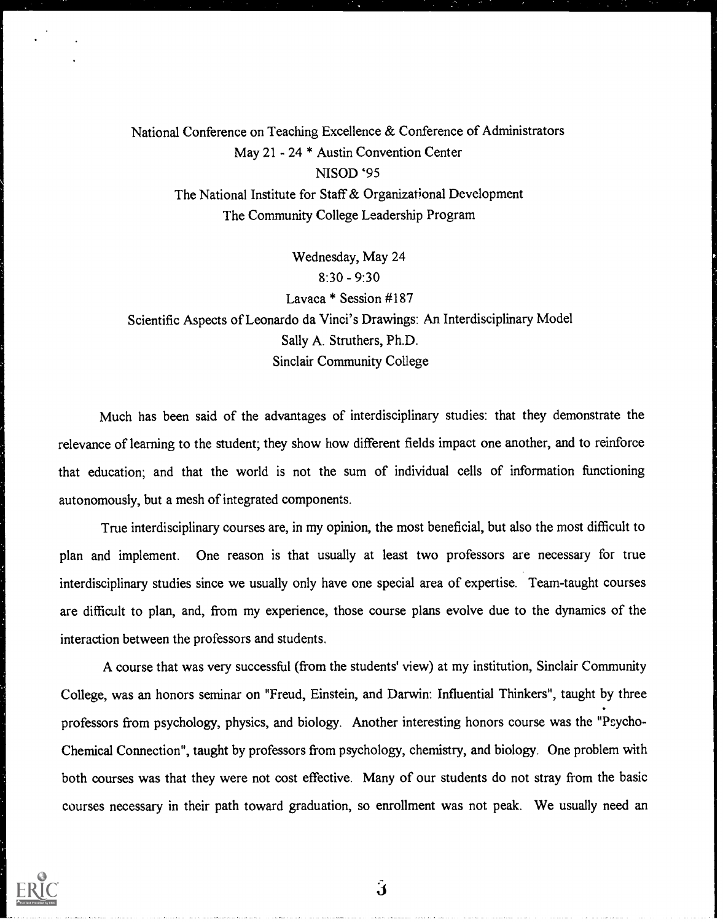National Conference on Teaching Excellence & Conference of Administrators
May 21 - 24 * Austin Convention Center
NISOD '95
The National Institute for Staff & Organizational Development
The Community College Leadership Program

Wednesday, May 24
8:30 - 9:30
Lavaca * Session #187

# Scientific Aspects of Leonardo da Vinci's Drawings: An Interdisciplinary Model

Sally A. Struthers, Ph.D.
Sinclair Community College

Much has been said of the advantages of interdisciplinary studies: that they demonstrate the relevance of learning to the student; they show how different fields impact one another, and to reinforce that education; and that the world is not the sum of individual cells of information functioning autonomously, but a mesh of integrated components.

True interdisciplinary courses are, in my opinion, the most beneficial, but also the most difficult to plan and implement. One reason is that usually at least two professors are necessary for true interdisciplinary studies since we usually only have one special area of expertise. Team-taught courses are difficult to plan, and, from my experience, those course plans evolve due to the dynamics of the interaction between the professors and students.

A course that was very successful (from the students' view) at my institution, Sinclair Community College, was an honors seminar on "Freud, Einstein, and Darwin: Influential Thinkers", taught by three professors from psychology, physics, and biology. Another interesting honors course was the "Psycho-Chemical Connection", taught by professors from psychology, chemistry, and biology. One problem with both courses was that they were not cost effective. Many of our students do not stray from the basic courses necessary in their path toward graduation, so enrollment was not peak. We usually need an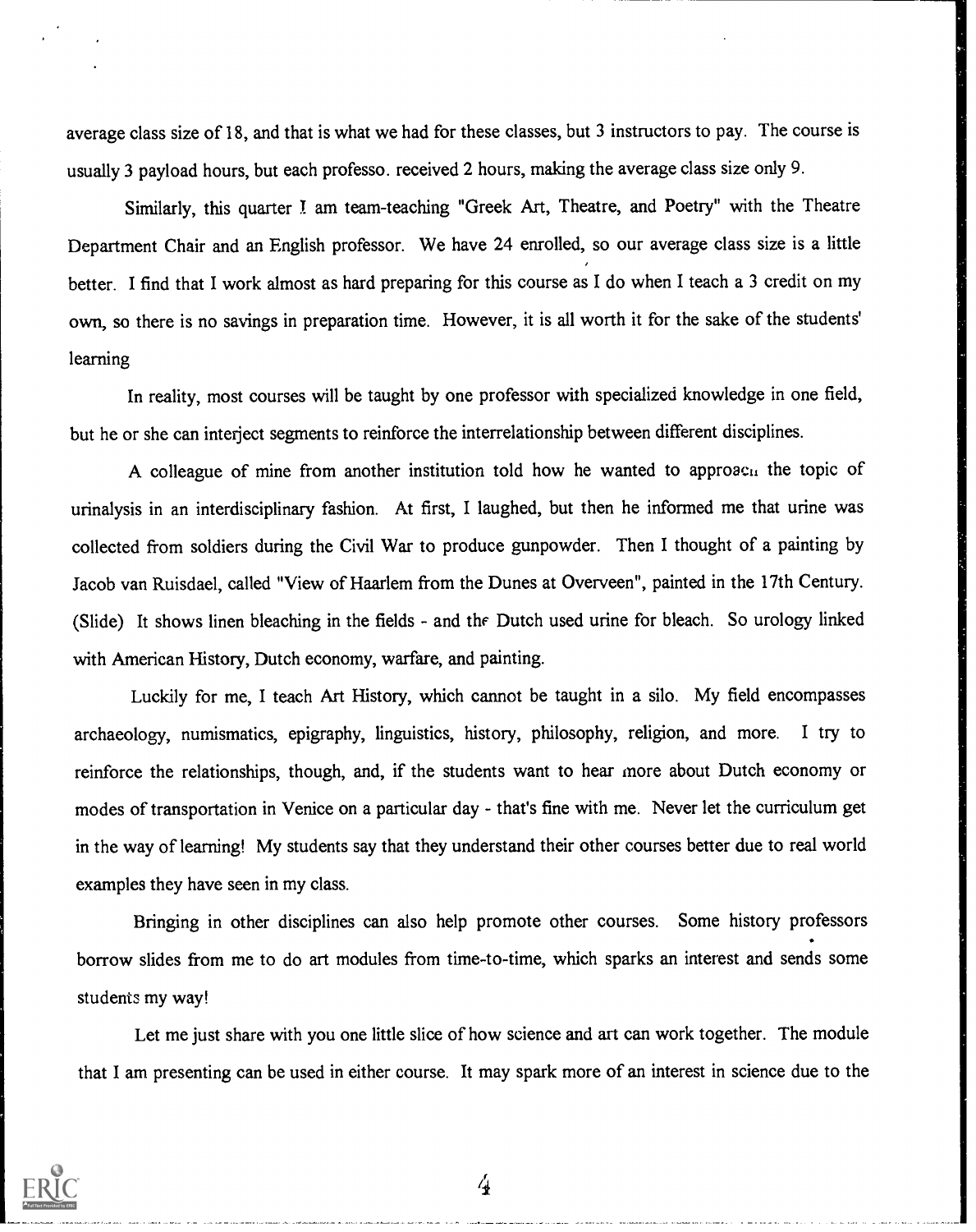average class size of 18, and that is what we had for these classes, but 3 instructors to pay. The course is usually 3 payload hours, but each professo. received 2 hours, making the average class size only 9.

Similarly, this quarter I am team-teaching "Greek Art, Theatre, and Poetry" with the Theatre Department Chair and an English professor. We have 24 enrolled, so our average class size is a little better. I find that I work almost as hard preparing for this course as I do when I teach a 3 credit on my own, so there is no savings in preparation time. However, it is all worth it for the sake of the students' learning

In reality, most courses will be taught by one professor with specialized knowledge in one field, but he or she can interject segments to reinforce the interrelationship between different disciplines.

A colleague of mine from another institution told how he wanted to approacu the topic of urinalysis in an interdisciplinary fashion. At first, I laughed, but then he informed me that urine was collected from soldiers during the Civil War to produce gunpowder. Then I thought of a painting by Jacob van Ruisdael, called "View of Haarlem from the Dunes at Overveen", painted in the 17th Century. (Slide) It shows linen bleaching in the fields - and the Dutch used urine for bleach. So urology linked with American History, Dutch economy, warfare, and painting.

Luckily for me, I teach Art History, which cannot be taught in a silo. My field encompasses archaeology, numismatics, epigraphy, linguistics, history, philosophy, religion, and more. I try to reinforce the relationships, though, and, if the students want to hear more about Dutch economy or modes of transportation in Venice on a particular day - that's fine with me. Never let the curriculum get in the way of learning! My students say that they understand their other courses better due to real world examples they have seen in my class.

Bringing in other disciplines can also help promote other courses. Some history professors borrow slides from me to do art modules from time-to-time, which sparks an interest and sends some students my way!

Let me just share with you one little slice of how science and art can work together. The module that I am presenting can be used in either course. It may spark more of an interest in science due to the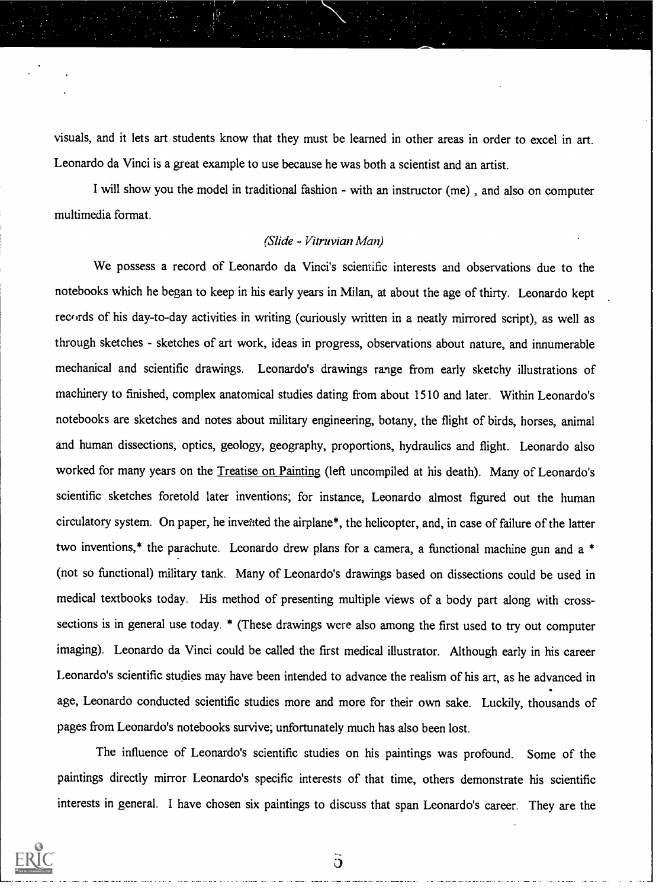visuals, and it lets art students know that they must be learned in other areas in order to excel in art. Leonardo da Vinci is a great example to use because he was both a scientist and an artist.

I will show you the model in traditional fashion - with an instructor (me) , and also on computer multimedia format.

*(Slide - Vitruvian Man)*

We possess a record of Leonardo da Vinci's scientific interests and observations due to the notebooks which he began to keep in his early years in Milan, at about the age of thirty. Leonardo kept records of his day-to-day activities in writing (curiously written in a neatly mirrored script), as well as through sketches - sketches of art work, ideas in progress, observations about nature, and innumerable mechanical and scientific drawings. Leonardo's drawings range from early sketchy illustrations of machinery to finished, complex anatomical studies dating from about 1510 and later. Within Leonardo's notebooks are sketches and notes about military engineering, botany, the flight of birds, horses, animal and human dissections, optics, geology, geography, proportions, hydraulics and flight. Leonardo also worked for many years on the <u>Treatise on Painting</u> (left uncompiled at his death). Many of Leonardo's scientific sketches foretold later inventions; for instance, Leonardo almost figured out the human circulatory system. On paper, he invented the airplane*, the helicopter, and, in case of failure of the latter two inventions,* the parachute. Leonardo drew plans for a camera, a functional machine gun and a * (not so functional) military tank. Many of Leonardo's drawings based on dissections could be used in medical textbooks today. His method of presenting multiple views of a body part along with cross-sections is in general use today. * (These drawings were also among the first used to try out computer imaging). Leonardo da Vinci could be called the first medical illustrator. Although early in his career Leonardo's scientific studies may have been intended to advance the realism of his art, as he advanced in age, Leonardo conducted scientific studies more and more for their own sake. Luckily, thousands of pages from Leonardo's notebooks survive; unfortunately much has also been lost.

The influence of Leonardo's scientific studies on his paintings was profound. Some of the paintings directly mirror Leonardo's specific interests of that time, others demonstrate his scientific interests in general. I have chosen six paintings to discuss that span Leonardo's career. They are the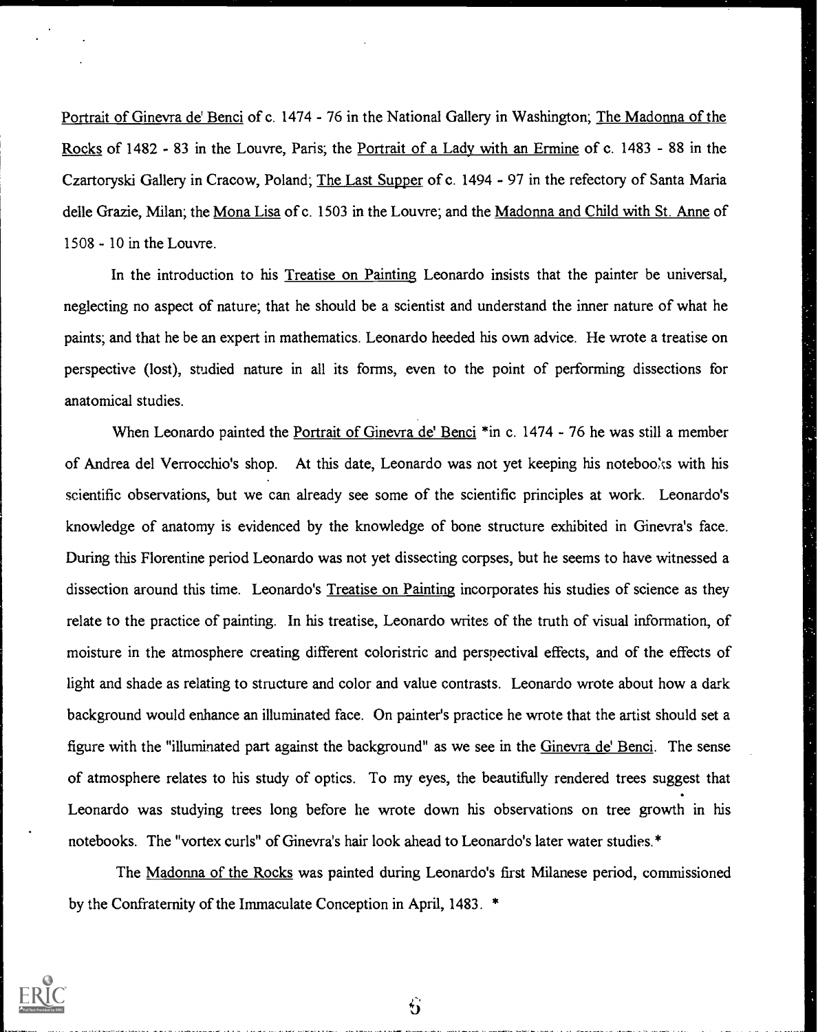Portrait of Ginevra de' Benci of c. 1474 - 76 in the National Gallery in Washington; The Madonna of the Rocks of 1482 - 83 in the Louvre, Paris; the Portrait of a Lady with an Ermine of c. 1483 - 88 in the Czartoryski Gallery in Cracow, Poland; The Last Supper of c. 1494 - 97 in the refectory of Santa Maria delle Grazie, Milan; the Mona Lisa of c. 1503 in the Louvre; and the Madonna and Child with St. Anne of 1508 - 10 in the Louvre.

In the introduction to his Treatise on Painting Leonardo insists that the painter be universal, neglecting no aspect of nature; that he should be a scientist and understand the inner nature of what he paints; and that he be an expert in mathematics. Leonardo heeded his own advice. He wrote a treatise on perspective (lost), studied nature in all its forms, even to the point of performing dissections for anatomical studies.

When Leonardo painted the Portrait of Ginevra de' Benci *in c. 1474 - 76 he was still a member of Andrea del Verrocchio's shop. At this date, Leonardo was not yet keeping his notebooks with his scientific observations, but we can already see some of the scientific principles at work. Leonardo's knowledge of anatomy is evidenced by the knowledge of bone structure exhibited in Ginevra's face. During this Florentine period Leonardo was not yet dissecting corpses, but he seems to have witnessed a dissection around this time. Leonardo's Treatise on Painting incorporates his studies of science as they relate to the practice of painting. In his treatise, Leonardo writes of the truth of visual information, of moisture in the atmosphere creating different coloristric and perspectival effects, and of the effects of light and shade as relating to structure and color and value contrasts. Leonardo wrote about how a dark background would enhance an illuminated face. On painter's practice he wrote that the artist should set a figure with the "illuminated part against the background" as we see in the Ginevra de' Benci. The sense of atmosphere relates to his study of optics. To my eyes, the beautifully rendered trees suggest that Leonardo was studying trees long before he wrote down his observations on tree growth in his notebooks. The "vortex curls" of Ginevra's hair look ahead to Leonardo's later water studies.*

The Madonna of the Rocks was painted during Leonardo's first Milanese period, commissioned by the Confraternity of the Immaculate Conception in April, 1483. *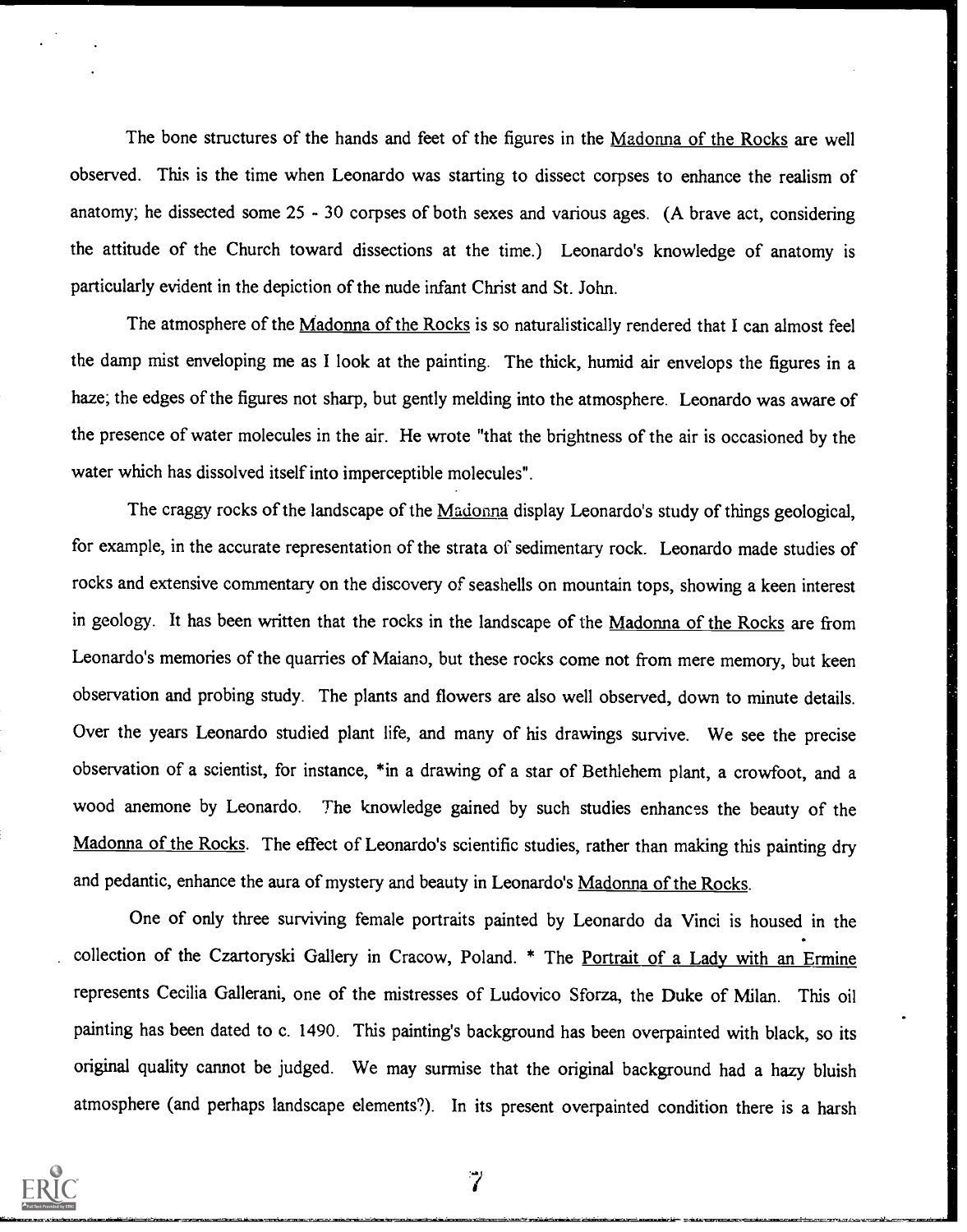The bone structures of the hands and feet of the figures in the Madonna of the Rocks are well observed. This is the time when Leonardo was starting to dissect corpses to enhance the realism of anatomy; he dissected some 25 - 30 corpses of both sexes and various ages. (A brave act, considering the attitude of the Church toward dissections at the time.) Leonardo's knowledge of anatomy is particularly evident in the depiction of the nude infant Christ and St. John.

The atmosphere of the Madonna of the Rocks is so naturalistically rendered that I can almost feel the damp mist enveloping me as I look at the painting. The thick, humid air envelops the figures in a haze; the edges of the figures not sharp, but gently melding into the atmosphere. Leonardo was aware of the presence of water molecules in the air. He wrote "that the brightness of the air is occasioned by the water which has dissolved itself into imperceptible molecules".

The craggy rocks of the landscape of the Madonna display Leonardo's study of things geological, for example, in the accurate representation of the strata of sedimentary rock. Leonardo made studies of rocks and extensive commentary on the discovery of seashells on mountain tops, showing a keen interest in geology. It has been written that the rocks in the landscape of the Madonna of the Rocks are from Leonardo's memories of the quarries of Maiano, but these rocks come not from mere memory, but keen observation and probing study. The plants and flowers are also well observed, down to minute details. Over the years Leonardo studied plant life, and many of his drawings survive. We see the precise observation of a scientist, for instance, *in a drawing of a star of Bethlehem plant, a crowfoot, and a wood anemone by Leonardo. The knowledge gained by such studies enhances the beauty of the Madonna of the Rocks. The effect of Leonardo's scientific studies, rather than making this painting dry and pedantic, enhance the aura of mystery and beauty in Leonardo's Madonna of the Rocks.

One of only three surviving female portraits painted by Leonardo da Vinci is housed in the collection of the Czartoryski Gallery in Cracow, Poland. * The Portrait of a Lady with an Ermine represents Cecilia Gallerani, one of the mistresses of Ludovico Sforza, the Duke of Milan. This oil painting has been dated to c. 1490. This painting's background has been overpainted with black, so its original quality cannot be judged. We may surmise that the original background had a hazy bluish atmosphere (and perhaps landscape elements?). In its present overpainted condition there is a harsh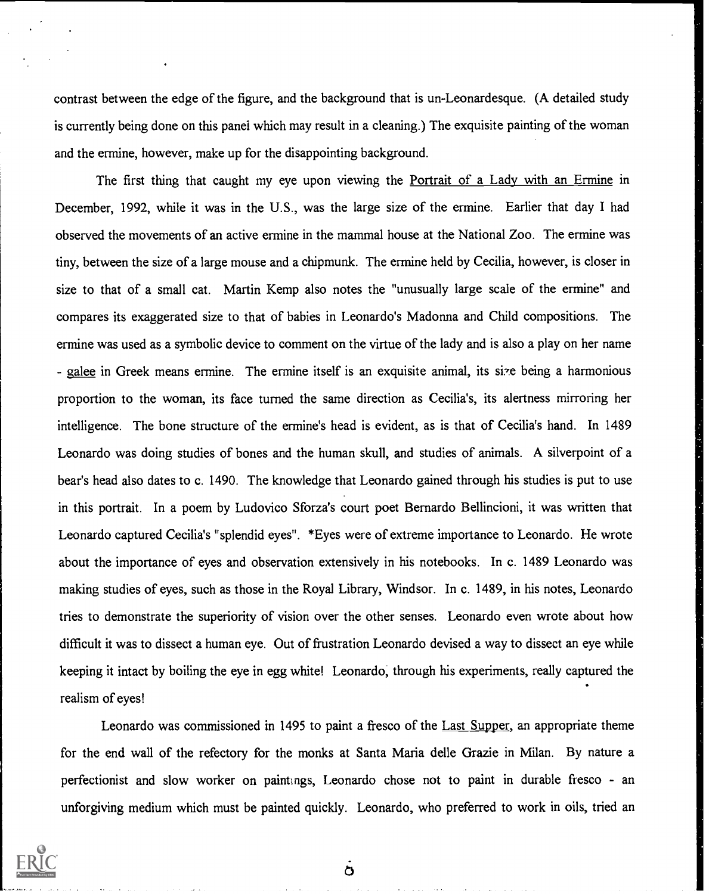contrast between the edge of the figure, and the background that is un-Leonardesque. (A detailed study is currently being done on this panel which may result in a cleaning.) The exquisite painting of the woman and the ermine, however, make up for the disappointing background.

The first thing that caught my eye upon viewing the Portrait of a Lady with an Ermine in December, 1992, while it was in the U.S., was the large size of the ermine. Earlier that day I had observed the movements of an active ermine in the mammal house at the National Zoo. The ermine was tiny, between the size of a large mouse and a chipmunk. The ermine held by Cecilia, however, is closer in size to that of a small cat. Martin Kemp also notes the "unusually large scale of the ermine" and compares its exaggerated size to that of babies in Leonardo's Madonna and Child compositions. The ermine was used as a symbolic device to comment on the virtue of the lady and is also a play on her name - galee in Greek means ermine. The ermine itself is an exquisite animal, its size being a harmonious proportion to the woman, its face turned the same direction as Cecilia's, its alertness mirroring her intelligence. The bone structure of the ermine's head is evident, as is that of Cecilia's hand. In 1489 Leonardo was doing studies of bones and the human skull, and studies of animals. A silverpoint of a bear's head also dates to c. 1490. The knowledge that Leonardo gained through his studies is put to use in this portrait. In a poem by Ludovico Sforza's court poet Bernardo Bellincioni, it was written that Leonardo captured Cecilia's "splendid eyes". *Eyes were of extreme importance to Leonardo. He wrote about the importance of eyes and observation extensively in his notebooks. In c. 1489 Leonardo was making studies of eyes, such as those in the Royal Library, Windsor. In c. 1489, in his notes, Leonardo tries to demonstrate the superiority of vision over the other senses. Leonardo even wrote about how difficult it was to dissect a human eye. Out of frustration Leonardo devised a way to dissect an eye while keeping it intact by boiling the eye in egg white! Leonardo, through his experiments, really captured the realism of eyes!

Leonardo was commissioned in 1495 to paint a fresco of the Last Supper, an appropriate theme for the end wall of the refectory for the monks at Santa Maria delle Grazie in Milan. By nature a perfectionist and slow worker on paintings, Leonardo chose not to paint in durable fresco - an unforgiving medium which must be painted quickly. Leonardo, who preferred to work in oils, tried an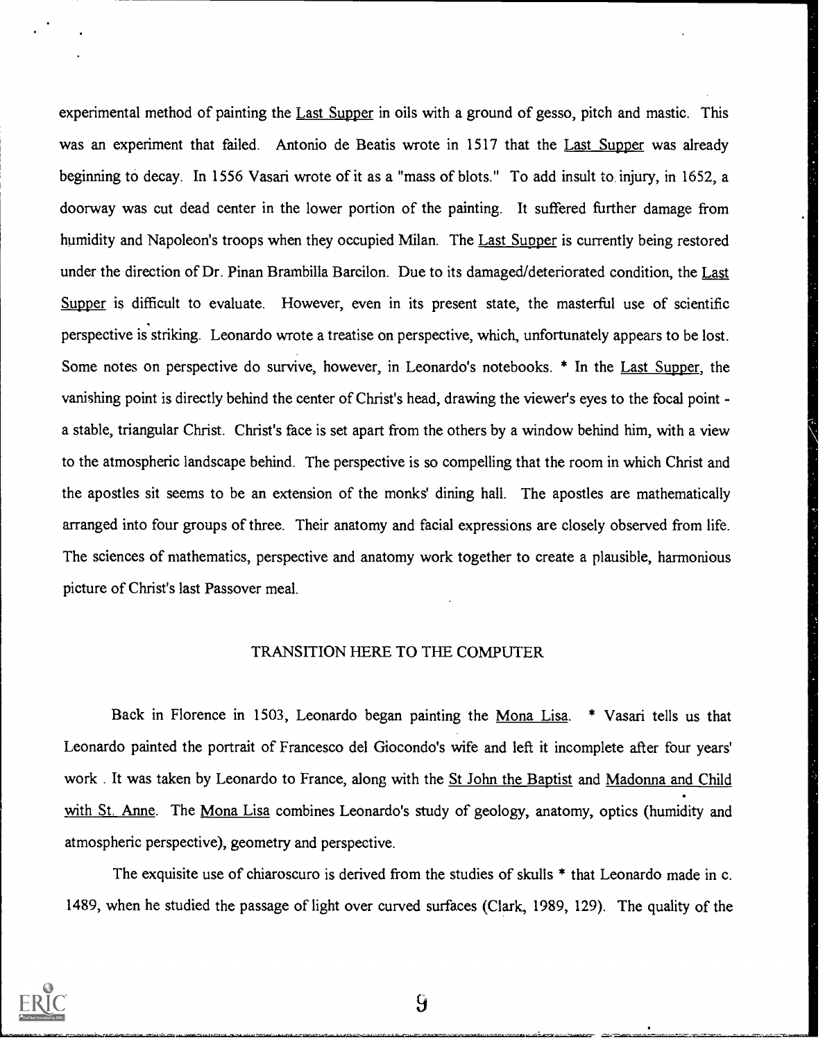experimental method of painting the Last Supper in oils with a ground of gesso, pitch and mastic. This was an experiment that failed. Antonio de Beatis wrote in 1517 that the Last Supper was already beginning to decay. In 1556 Vasari wrote of it as a "mass of blots." To add insult to injury, in 1652, a doorway was cut dead center in the lower portion of the painting. It suffered further damage from humidity and Napoleon's troops when they occupied Milan. The Last Supper is currently being restored under the direction of Dr. Pinan Brambilla Barcilon. Due to its damaged/deteriorated condition, the Last Supper is difficult to evaluate. However, even in its present state, the masterful use of scientific perspective is striking. Leonardo wrote a treatise on perspective, which, unfortunately appears to be lost. Some notes on perspective do survive, however, in Leonardo's notebooks. * In the Last Supper, the vanishing point is directly behind the center of Christ's head, drawing the viewer's eyes to the focal point - a stable, triangular Christ. Christ's face is set apart from the others by a window behind him, with a view to the atmospheric landscape behind. The perspective is so compelling that the room in which Christ and the apostles sit seems to be an extension of the monks' dining hall. The apostles are mathematically arranged into four groups of three. Their anatomy and facial expressions are closely observed from life. The sciences of mathematics, perspective and anatomy work together to create a plausible, harmonious picture of Christ's last Passover meal.

TRANSITION HERE TO THE COMPUTER

Back in Florence in 1503, Leonardo began painting the Mona Lisa. * Vasari tells us that Leonardo painted the portrait of Francesco del Giocondo's wife and left it incomplete after four years' work . It was taken by Leonardo to France, along with the St John the Baptist and Madonna and Child with St. Anne. The Mona Lisa combines Leonardo's study of geology, anatomy, optics (humidity and atmospheric perspective), geometry and perspective.

The exquisite use of chiaroscuro is derived from the studies of skulls * that Leonardo made in c. 1489, when he studied the passage of light over curved surfaces (Clark, 1989, 129). The quality of the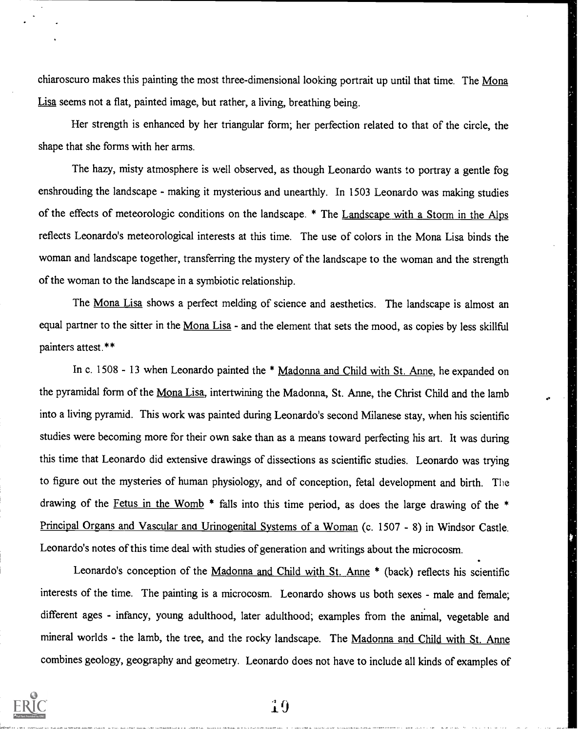chiaroscuro makes this painting the most three-dimensional looking portrait up until that time. The Mona Lisa seems not a flat, painted image, but rather, a living, breathing being.

Her strength is enhanced by her triangular form; her perfection related to that of the circle, the shape that she forms with her arms.

The hazy, misty atmosphere is well observed, as though Leonardo wants to portray a gentle fog enshrouding the landscape - making it mysterious and unearthly. In 1503 Leonardo was making studies of the effects of meteorologic conditions on the landscape. * The Landscape with a Storm in the Alps reflects Leonardo's meteorological interests at this time. The use of colors in the Mona Lisa binds the woman and landscape together, transferring the mystery of the landscape to the woman and the strength of the woman to the landscape in a symbiotic relationship.

The Mona Lisa shows a perfect melding of science and aesthetics. The landscape is almost an equal partner to the sitter in the Mona Lisa - and the element that sets the mood, as copies by less skillful painters attest.**

In c. 1508 - 13 when Leonardo painted the * Madonna and Child with St. Anne, he expanded on the pyramidal form of the Mona Lisa, intertwining the Madonna, St. Anne, the Christ Child and the lamb into a living pyramid. This work was painted during Leonardo's second Milanese stay, when his scientific studies were becoming more for their own sake than as a means toward perfecting his art. It was during this time that Leonardo did extensive drawings of dissections as scientific studies. Leonardo was trying to figure out the mysteries of human physiology, and of conception, fetal development and birth. The drawing of the Fetus in the Womb * falls into this time period, as does the large drawing of the * Principal Organs and Vascular and Urinogenital Systems of a Woman (c. 1507 - 8) in Windsor Castle. Leonardo's notes of this time deal with studies of generation and writings about the microcosm.

Leonardo's conception of the Madonna and Child with St. Anne * (back) reflects his scientific interests of the time. The painting is a microcosm. Leonardo shows us both sexes - male and female; different ages - infancy, young adulthood, later adulthood; examples from the animal, vegetable and mineral worlds - the lamb, the tree, and the rocky landscape. The Madonna and Child with St. Anne combines geology, geography and geometry. Leonardo does not have to include all kinds of examples of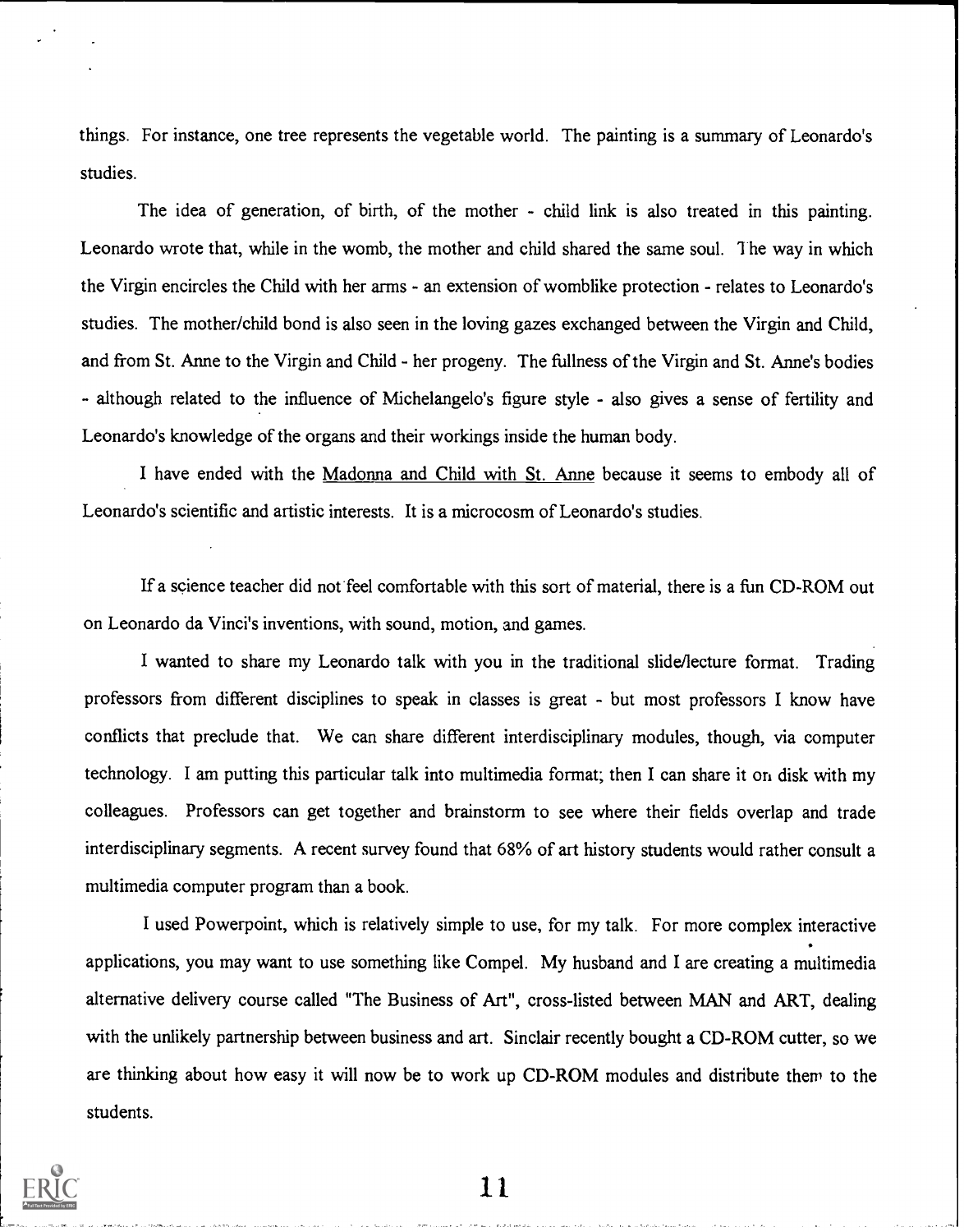things. For instance, one tree represents the vegetable world. The painting is a summary of Leonardo's studies.

The idea of generation, of birth, of the mother - child link is also treated in this painting. Leonardo wrote that, while in the womb, the mother and child shared the same soul. The way in which the Virgin encircles the Child with her arms - an extension of womblike protection - relates to Leonardo's studies. The mother/child bond is also seen in the loving gazes exchanged between the Virgin and Child, and from St. Anne to the Virgin and Child - her progeny. The fullness of the Virgin and St. Anne's bodies - although related to the influence of Michelangelo's figure style - also gives a sense of fertility and Leonardo's knowledge of the organs and their workings inside the human body.

I have ended with the Madonna and Child with St. Anne because it seems to embody all of Leonardo's scientific and artistic interests. It is a microcosm of Leonardo's studies.

If a science teacher did not feel comfortable with this sort of material, there is a fun CD-ROM out on Leonardo da Vinci's inventions, with sound, motion, and games.

I wanted to share my Leonardo talk with you in the traditional slide/lecture format. Trading professors from different disciplines to speak in classes is great - but most professors I know have conflicts that preclude that. We can share different interdisciplinary modules, though, via computer technology. I am putting this particular talk into multimedia format; then I can share it on disk with my colleagues. Professors can get together and brainstorm to see where their fields overlap and trade interdisciplinary segments. A recent survey found that 68% of art history students would rather consult a multimedia computer program than a book.

I used Powerpoint, which is relatively simple to use, for my talk. For more complex interactive applications, you may want to use something like Compel. My husband and I are creating a multimedia alternative delivery course called "The Business of Art", cross-listed between MAN and ART, dealing with the unlikely partnership between business and art. Sinclair recently bought a CD-ROM cutter, so we are thinking about how easy it will now be to work up CD-ROM modules and distribute them to the students.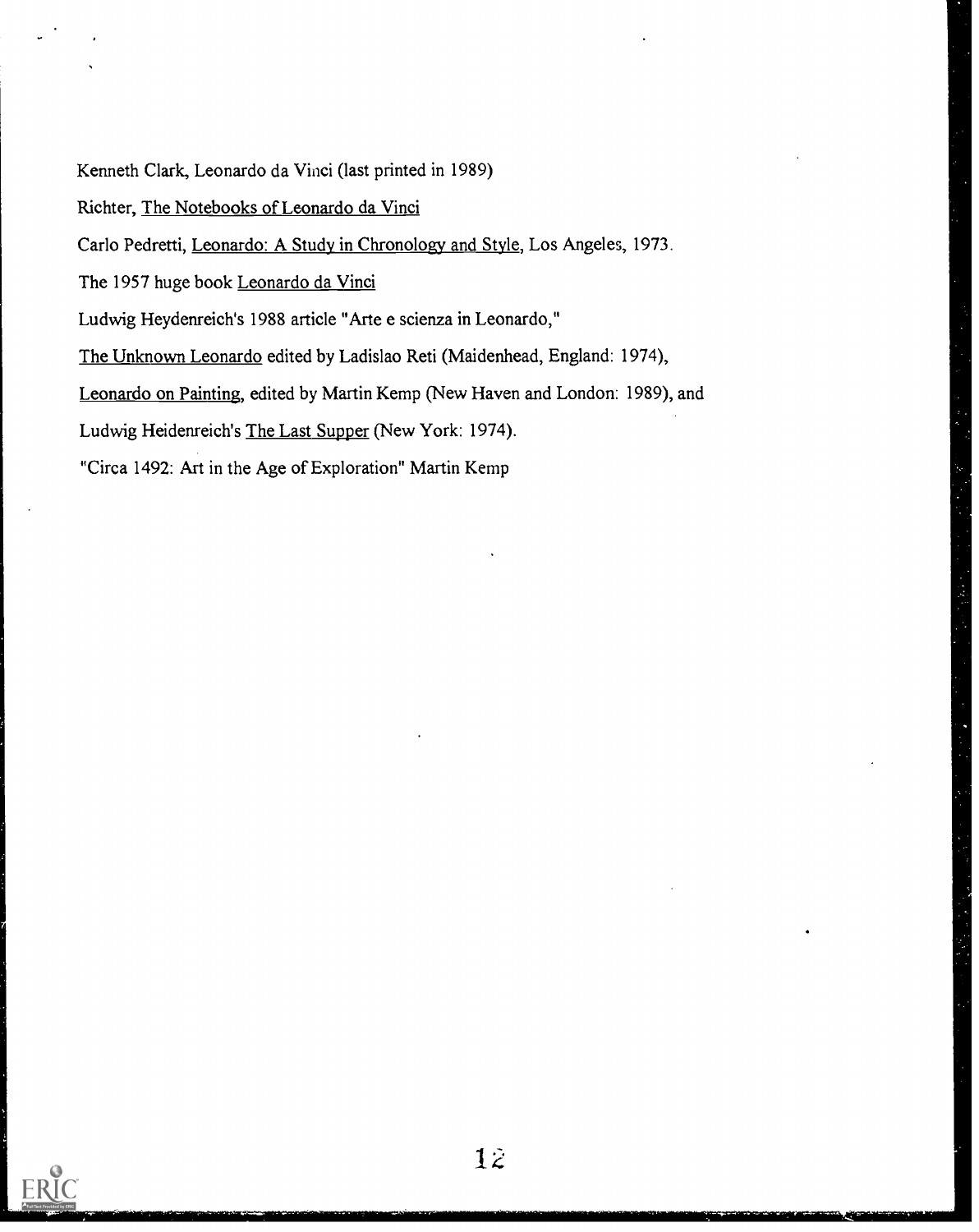Kenneth Clark, Leonardo da Vinci (last printed in 1989)

Richter, The Notebooks of Leonardo da Vinci

Carlo Pedretti, Leonardo: A Study in Chronology and Style, Los Angeles, 1973.

The 1957 huge book Leonardo da Vinci

Ludwig Heydenreich's 1988 article "Arte e scienza in Leonardo,"

The Unknown Leonardo edited by Ladislao Reti (Maidenhead, England: 1974),

Leonardo on Painting, edited by Martin Kemp (New Haven and London: 1989), and

Ludwig Heidenreich's The Last Supper (New York: 1974).

"Circa 1492: Art in the Age of Exploration" Martin Kemp